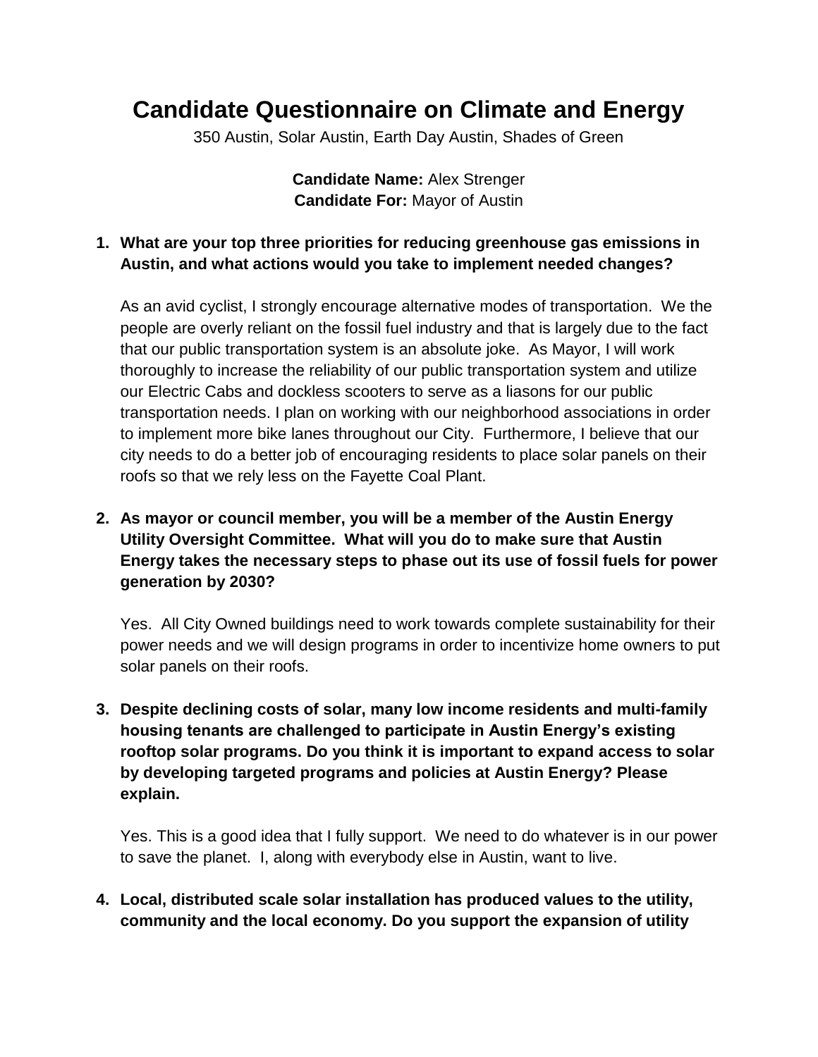# Candidate Questionnaire on Climate and Energy

350 Austin, Solar Austin, Earth Day Austin, Shades of Green

**Candidate Name:** Alex Strenger
**Candidate For:** Mayor of Austin

1. **What are your top three priorities for reducing greenhouse gas emissions in Austin, and what actions would you take to implement needed changes?**

   As an avid cyclist, I strongly encourage alternative modes of transportation. We the people are overly reliant on the fossil fuel industry and that is largely due to the fact that our public transportation system is an absolute joke. As Mayor, I will work thoroughly to increase the reliability of our public transportation system and utilize our Electric Cabs and dockless scooters to serve as a liasons for our public transportation needs. I plan on working with our neighborhood associations in order to implement more bike lanes throughout our City. Furthermore, I believe that our city needs to do a better job of encouraging residents to place solar panels on their roofs so that we rely less on the Fayette Coal Plant.

2. **As mayor or council member, you will be a member of the Austin Energy Utility Oversight Committee. What will you do to make sure that Austin Energy takes the necessary steps to phase out its use of fossil fuels for power generation by 2030?**

   Yes. All City Owned buildings need to work towards complete sustainability for their power needs and we will design programs in order to incentivize home owners to put solar panels on their roofs.

3. **Despite declining costs of solar, many low income residents and multi-family housing tenants are challenged to participate in Austin Energy's existing rooftop solar programs. Do you think it is important to expand access to solar by developing targeted programs and policies at Austin Energy? Please explain.**

   Yes. This is a good idea that I fully support. We need to do whatever is in our power to save the planet. I, along with everybody else in Austin, want to live.

4. **Local, distributed scale solar installation has produced values to the utility, community and the local economy. Do you support the expansion of utility**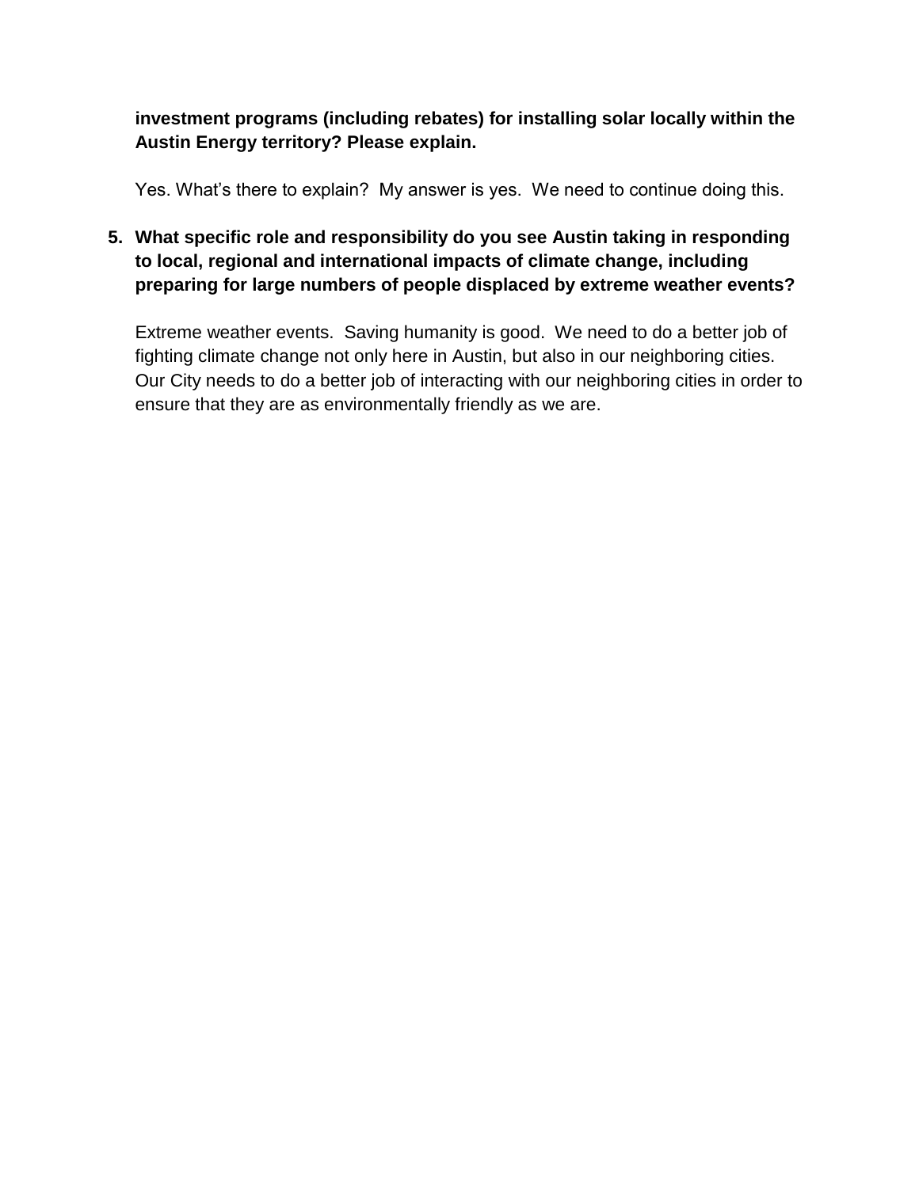**investment programs (including rebates) for installing solar locally within the Austin Energy territory? Please explain.**

Yes. What's there to explain?  My answer is yes.  We need to continue doing this.

5. **What specific role and responsibility do you see Austin taking in responding to local, regional and international impacts of climate change, including preparing for large numbers of people displaced by extreme weather events?**

   Extreme weather events.  Saving humanity is good.  We need to do a better job of fighting climate change not only here in Austin, but also in our neighboring cities.  Our City needs to do a better job of interacting with our neighboring cities in order to ensure that they are as environmentally friendly as we are.